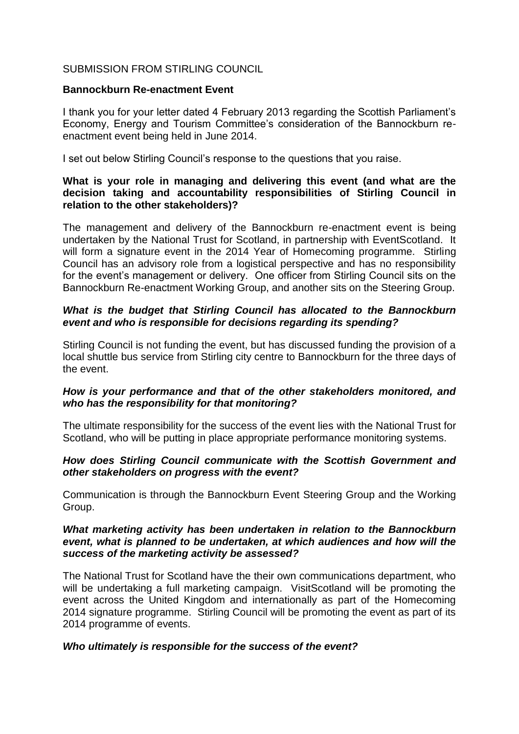SUBMISSION FROM STIRLING COUNCIL

**Bannockburn Re-enactment Event**

I thank you for your letter dated 4 February 2013 regarding the Scottish Parliament's Economy, Energy and Tourism Committee's consideration of the Bannockburn re-enactment event being held in June 2014.

I set out below Stirling Council's response to the questions that you raise.

**What is your role in managing and delivering this event (and what are the decision taking and accountability responsibilities of Stirling Council in relation to the other stakeholders)?**

The management and delivery of the Bannockburn re-enactment event is being undertaken by the National Trust for Scotland, in partnership with EventScotland. It will form a signature event in the 2014 Year of Homecoming programme. Stirling Council has an advisory role from a logistical perspective and has no responsibility for the event's management or delivery. One officer from Stirling Council sits on the Bannockburn Re-enactment Working Group, and another sits on the Steering Group.

***What is the budget that Stirling Council has allocated to the Bannockburn event and who is responsible for decisions regarding its spending?***

Stirling Council is not funding the event, but has discussed funding the provision of a local shuttle bus service from Stirling city centre to Bannockburn for the three days of the event.

***How is your performance and that of the other stakeholders monitored, and who has the responsibility for that monitoring?***

The ultimate responsibility for the success of the event lies with the National Trust for Scotland, who will be putting in place appropriate performance monitoring systems.

***How does Stirling Council communicate with the Scottish Government and other stakeholders on progress with the event?***

Communication is through the Bannockburn Event Steering Group and the Working Group.

***What marketing activity has been undertaken in relation to the Bannockburn event, what is planned to be undertaken, at which audiences and how will the success of the marketing activity be assessed?***

The National Trust for Scotland have the their own communications department, who will be undertaking a full marketing campaign. VisitScotland will be promoting the event across the United Kingdom and internationally as part of the Homecoming 2014 signature programme. Stirling Council will be promoting the event as part of its 2014 programme of events.

***Who ultimately is responsible for the success of the event?***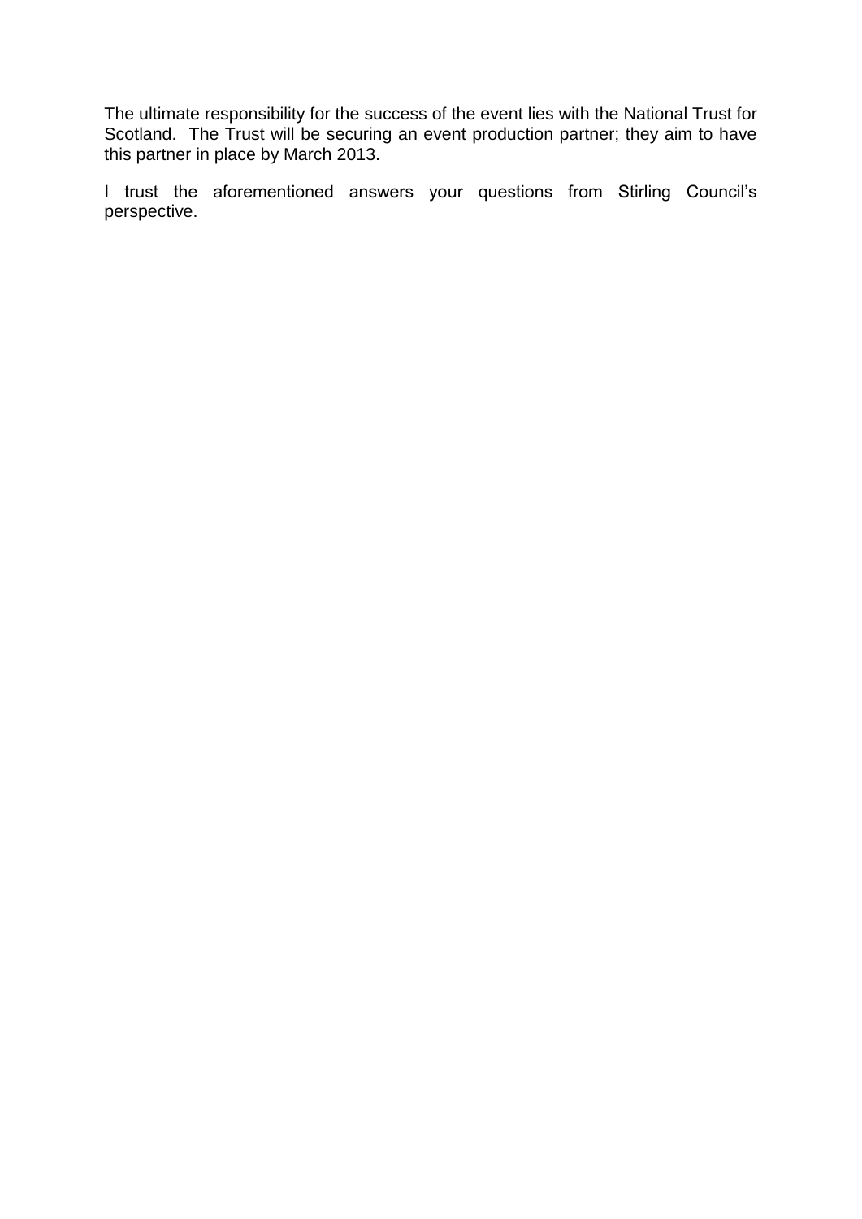The ultimate responsibility for the success of the event lies with the National Trust for Scotland. The Trust will be securing an event production partner; they aim to have this partner in place by March 2013.

I trust the aforementioned answers your questions from Stirling Council's perspective.